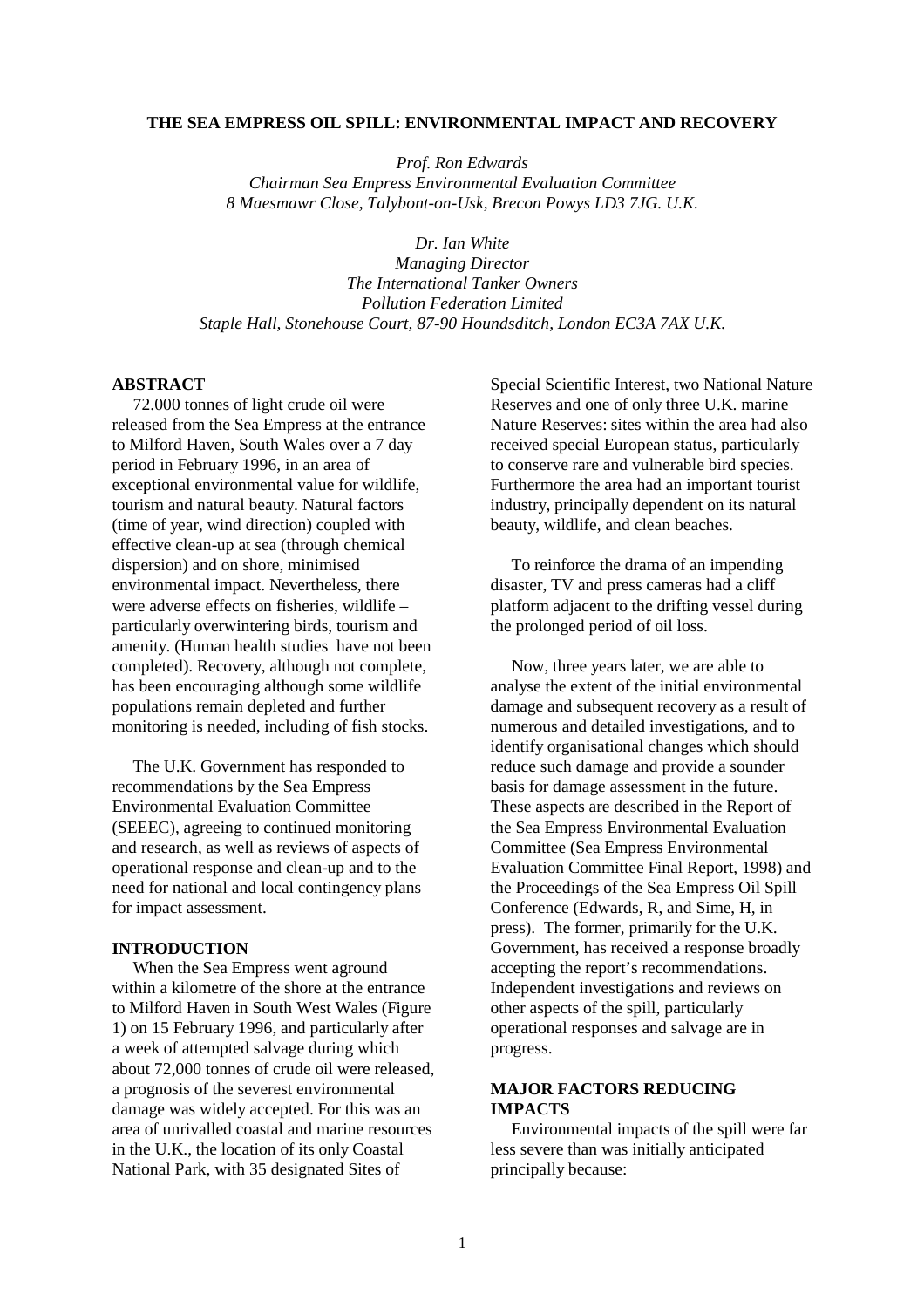# THE SEA EMPRESS OIL SPILL: ENVIRONMENTAL IMPACT AND RECOVERY

*Prof. Ron Edwards*
*Chairman Sea Empress Environmental Evaluation Committee*
*8 Maesmawr Close, Talybont-on-Usk, Brecon Powys LD3 7JG. U.K.*

*Dr. Ian White*
*Managing Director*
*The International Tanker Owners*
*Pollution Federation Limited*
*Staple Hall, Stonehouse Court, 87-90 Houndsditch, London EC3A 7AX U.K.*

## ABSTRACT

72.000 tonnes of light crude oil were released from the Sea Empress at the entrance to Milford Haven, South Wales over a 7 day period in February 1996, in an area of exceptional environmental value for wildlife, tourism and natural beauty. Natural factors (time of year, wind direction) coupled with effective clean-up at sea (through chemical dispersion) and on shore, minimised environmental impact. Nevertheless, there were adverse effects on fisheries, wildlife – particularly overwintering birds, tourism and amenity. (Human health studies have not been completed). Recovery, although not complete, has been encouraging although some wildlife populations remain depleted and further monitoring is needed, including of fish stocks.

The U.K. Government has responded to recommendations by the Sea Empress Environmental Evaluation Committee (SEEEC), agreeing to continued monitoring and research, as well as reviews of aspects of operational response and clean-up and to the need for national and local contingency plans for impact assessment.

## INTRODUCTION

When the Sea Empress went aground within a kilometre of the shore at the entrance to Milford Haven in South West Wales (Figure 1) on 15 February 1996, and particularly after a week of attempted salvage during which about 72,000 tonnes of crude oil were released, a prognosis of the severest environmental damage was widely accepted. For this was an area of unrivalled coastal and marine resources in the U.K., the location of its only Coastal National Park, with 35 designated Sites of Special Scientific Interest, two National Nature Reserves and one of only three U.K. marine Nature Reserves: sites within the area had also received special European status, particularly to conserve rare and vulnerable bird species. Furthermore the area had an important tourist industry, principally dependent on its natural beauty, wildlife, and clean beaches.

To reinforce the drama of an impending disaster, TV and press cameras had a cliff platform adjacent to the drifting vessel during the prolonged period of oil loss.

Now, three years later, we are able to analyse the extent of the initial environmental damage and subsequent recovery as a result of numerous and detailed investigations, and to identify organisational changes which should reduce such damage and provide a sounder basis for damage assessment in the future. These aspects are described in the Report of the Sea Empress Environmental Evaluation Committee (Sea Empress Environmental Evaluation Committee Final Report, 1998) and the Proceedings of the Sea Empress Oil Spill Conference (Edwards, R, and Sime, H, in press). The former, primarily for the U.K. Government, has received a response broadly accepting the report's recommendations. Independent investigations and reviews on other aspects of the spill, particularly operational responses and salvage are in progress.

## MAJOR FACTORS REDUCING IMPACTS

Environmental impacts of the spill were far less severe than was initially anticipated principally because: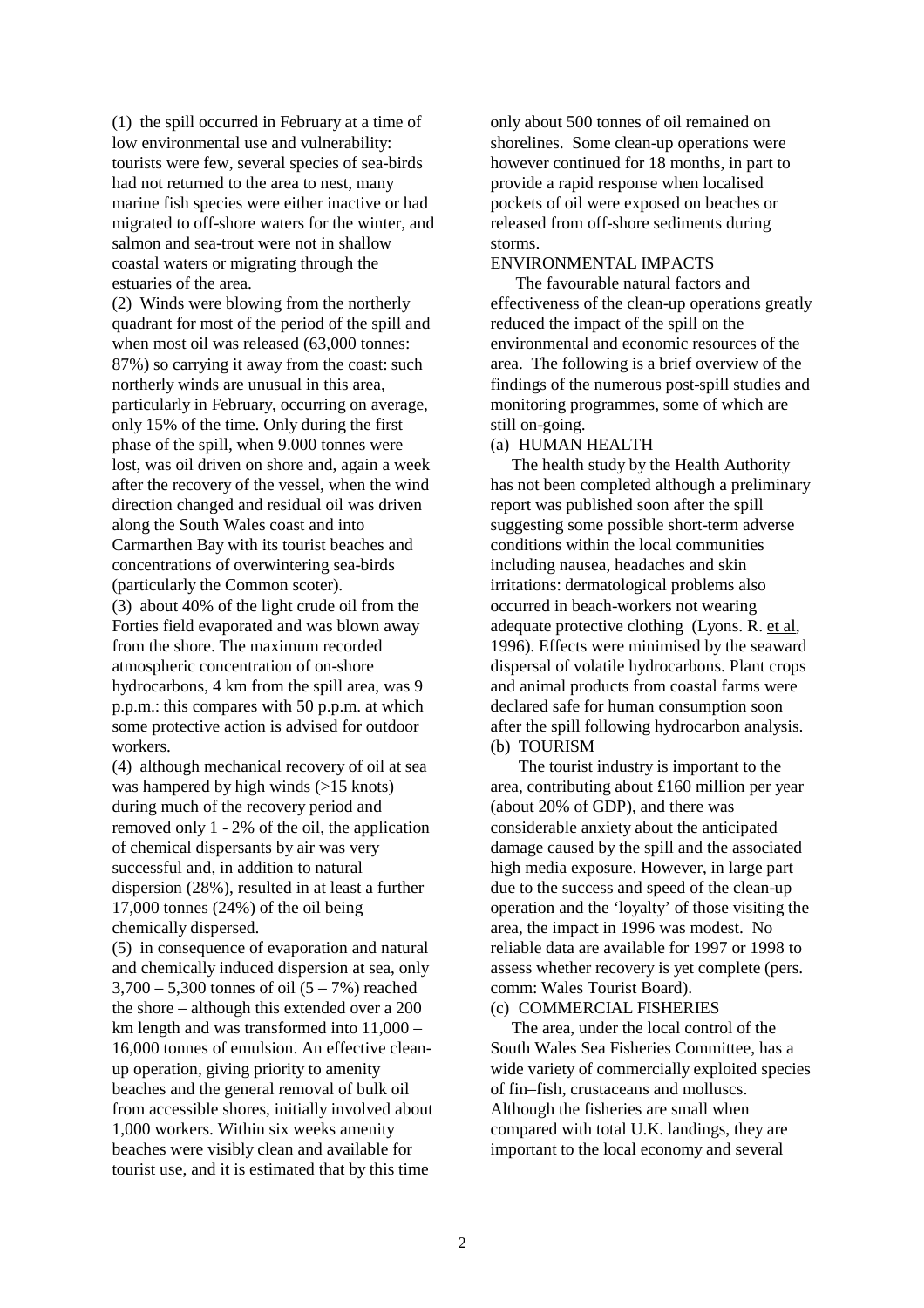(1) the spill occurred in February at a time of low environmental use and vulnerability: tourists were few, several species of sea-birds had not returned to the area to nest, many marine fish species were either inactive or had migrated to off-shore waters for the winter, and salmon and sea-trout were not in shallow coastal waters or migrating through the estuaries of the area.

(2) Winds were blowing from the northerly quadrant for most of the period of the spill and when most oil was released (63,000 tonnes: 87%) so carrying it away from the coast: such northerly winds are unusual in this area, particularly in February, occurring on average, only 15% of the time. Only during the first phase of the spill, when 9.000 tonnes were lost, was oil driven on shore and, again a week after the recovery of the vessel, when the wind direction changed and residual oil was driven along the South Wales coast and into Carmarthen Bay with its tourist beaches and concentrations of overwintering sea-birds (particularly the Common scoter).

(3) about 40% of the light crude oil from the Forties field evaporated and was blown away from the shore. The maximum recorded atmospheric concentration of on-shore hydrocarbons, 4 km from the spill area, was 9 p.p.m.: this compares with 50 p.p.m. at which some protective action is advised for outdoor workers.

(4) although mechanical recovery of oil at sea was hampered by high winds (>15 knots) during much of the recovery period and removed only 1 - 2% of the oil, the application of chemical dispersants by air was very successful and, in addition to natural dispersion (28%), resulted in at least a further 17,000 tonnes (24%) of the oil being chemically dispersed.

(5) in consequence of evaporation and natural and chemically induced dispersion at sea, only 3,700 – 5,300 tonnes of oil (5 – 7%) reached the shore – although this extended over a 200 km length and was transformed into 11,000 – 16,000 tonnes of emulsion. An effective clean-up operation, giving priority to amenity beaches and the general removal of bulk oil from accessible shores, initially involved about 1,000 workers. Within six weeks amenity beaches were visibly clean and available for tourist use, and it is estimated that by this time only about 500 tonnes of oil remained on shorelines. Some clean-up operations were however continued for 18 months, in part to provide a rapid response when localised pockets of oil were exposed on beaches or released from off-shore sediments during storms.

## ENVIRONMENTAL IMPACTS

The favourable natural factors and effectiveness of the clean-up operations greatly reduced the impact of the spill on the environmental and economic resources of the area. The following is a brief overview of the findings of the numerous post-spill studies and monitoring programmes, some of which are still on-going.

### (a) HUMAN HEALTH

The health study by the Health Authority has not been completed although a preliminary report was published soon after the spill suggesting some possible short-term adverse conditions within the local communities including nausea, headaches and skin irritations: dermatological problems also occurred in beach-workers not wearing adequate protective clothing (Lyons. R. et al, 1996). Effects were minimised by the seaward dispersal of volatile hydrocarbons. Plant crops and animal products from coastal farms were declared safe for human consumption soon after the spill following hydrocarbon analysis.

### (b) TOURISM

The tourist industry is important to the area, contributing about £160 million per year (about 20% of GDP), and there was considerable anxiety about the anticipated damage caused by the spill and the associated high media exposure. However, in large part due to the success and speed of the clean-up operation and the 'loyalty' of those visiting the area, the impact in 1996 was modest. No reliable data are available for 1997 or 1998 to assess whether recovery is yet complete (pers. comm: Wales Tourist Board).

### (c) COMMERCIAL FISHERIES

The area, under the local control of the South Wales Sea Fisheries Committee, has a wide variety of commercially exploited species of fin–fish, crustaceans and molluscs. Although the fisheries are small when compared with total U.K. landings, they are important to the local economy and several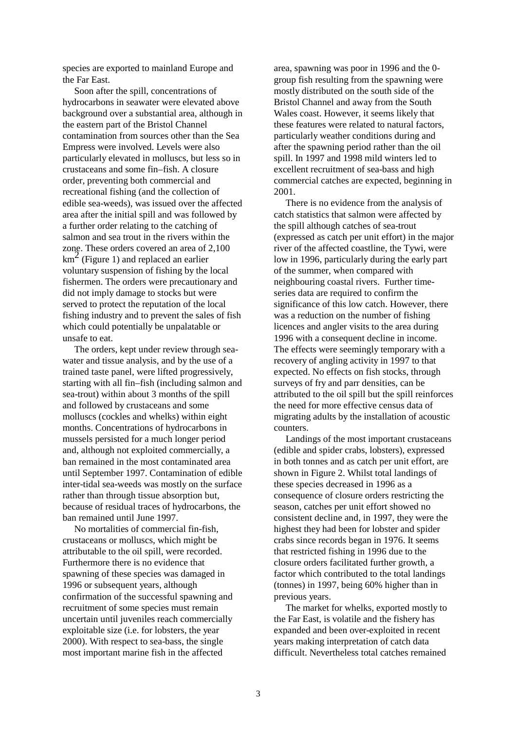species are exported to mainland Europe and the Far East.

Soon after the spill, concentrations of hydrocarbons in seawater were elevated above background over a substantial area, although in the eastern part of the Bristol Channel contamination from sources other than the Sea Empress were involved. Levels were also particularly elevated in molluscs, but less so in crustaceans and some fin–fish. A closure order, preventing both commercial and recreational fishing (and the collection of edible sea-weeds), was issued over the affected area after the initial spill and was followed by a further order relating to the catching of salmon and sea trout in the rivers within the zone. These orders covered an area of 2,100 $km^2$ (Figure 1) and replaced an earlier voluntary suspension of fishing by the local fishermen. The orders were precautionary and did not imply damage to stocks but were served to protect the reputation of the local fishing industry and to prevent the sales of fish which could potentially be unpalatable or unsafe to eat.

The orders, kept under review through sea-water and tissue analysis, and by the use of a trained taste panel, were lifted progressively, starting with all fin–fish (including salmon and sea-trout) within about 3 months of the spill and followed by crustaceans and some molluscs (cockles and whelks) within eight months. Concentrations of hydrocarbons in mussels persisted for a much longer period and, although not exploited commercially, a ban remained in the most contaminated area until September 1997. Contamination of edible inter-tidal sea-weeds was mostly on the surface rather than through tissue absorption but, because of residual traces of hydrocarbons, the ban remained until June 1997.

No mortalities of commercial fin-fish, crustaceans or molluscs, which might be attributable to the oil spill, were recorded. Furthermore there is no evidence that spawning of these species was damaged in 1996 or subsequent years, although confirmation of the successful spawning and recruitment of some species must remain uncertain until juveniles reach commercially exploitable size (i.e. for lobsters, the year 2000). With respect to sea-bass, the single most important marine fish in the affected area, spawning was poor in 1996 and the 0-group fish resulting from the spawning were mostly distributed on the south side of the Bristol Channel and away from the South Wales coast. However, it seems likely that these features were related to natural factors, particularly weather conditions during and after the spawning period rather than the oil spill. In 1997 and 1998 mild winters led to excellent recruitment of sea-bass and high commercial catches are expected, beginning in 2001.

There is no evidence from the analysis of catch statistics that salmon were affected by the spill although catches of sea-trout (expressed as catch per unit effort) in the major river of the affected coastline, the Tywi, were low in 1996, particularly during the early part of the summer, when compared with neighbouring coastal rivers. Further time-series data are required to confirm the significance of this low catch. However, there was a reduction on the number of fishing licences and angler visits to the area during 1996 with a consequent decline in income. The effects were seemingly temporary with a recovery of angling activity in 1997 to that expected. No effects on fish stocks, through surveys of fry and parr densities, can be attributed to the oil spill but the spill reinforces the need for more effective census data of migrating adults by the installation of acoustic counters.

Landings of the most important crustaceans (edible and spider crabs, lobsters), expressed in both tonnes and as catch per unit effort, are shown in Figure 2. Whilst total landings of these species decreased in 1996 as a consequence of closure orders restricting the season, catches per unit effort showed no consistent decline and, in 1997, they were the highest they had been for lobster and spider crabs since records began in 1976. It seems that restricted fishing in 1996 due to the closure orders facilitated further growth, a factor which contributed to the total landings (tonnes) in 1997, being 60% higher than in previous years.

The market for whelks, exported mostly to the Far East, is volatile and the fishery has expanded and been over-exploited in recent years making interpretation of catch data difficult. Nevertheless total catches remained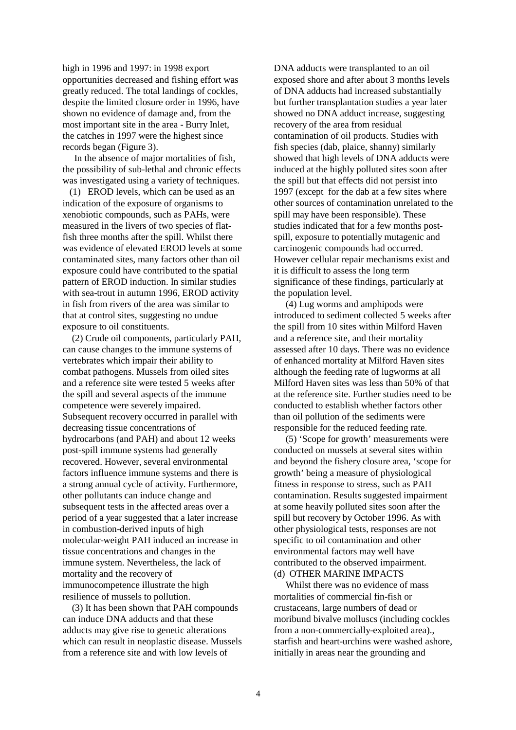high in 1996 and 1997: in 1998 export opportunities decreased and fishing effort was greatly reduced. The total landings of cockles, despite the limited closure order in 1996, have shown no evidence of damage and, from the most important site in the area - Burry Inlet, the catches in 1997 were the highest since records began (Figure 3).

In the absence of major mortalities of fish, the possibility of sub-lethal and chronic effects was investigated using a variety of techniques.

(1) EROD levels, which can be used as an indication of the exposure of organisms to xenobiotic compounds, such as PAHs, were measured in the livers of two species of flat-fish three months after the spill. Whilst there was evidence of elevated EROD levels at some contaminated sites, many factors other than oil exposure could have contributed to the spatial pattern of EROD induction. In similar studies with sea-trout in autumn 1996, EROD activity in fish from rivers of the area was similar to that at control sites, suggesting no undue exposure to oil constituents.

(2) Crude oil components, particularly PAH, can cause changes to the immune systems of vertebrates which impair their ability to combat pathogens. Mussels from oiled sites and a reference site were tested 5 weeks after the spill and several aspects of the immune competence were severely impaired. Subsequent recovery occurred in parallel with decreasing tissue concentrations of hydrocarbons (and PAH) and about 12 weeks post-spill immune systems had generally recovered. However, several environmental factors influence immune systems and there is a strong annual cycle of activity. Furthermore, other pollutants can induce change and subsequent tests in the affected areas over a period of a year suggested that a later increase in combustion-derived inputs of high molecular-weight PAH induced an increase in tissue concentrations and changes in the immune system. Nevertheless, the lack of mortality and the recovery of immunocompetence illustrate the high resilience of mussels to pollution.

(3) It has been shown that PAH compounds can induce DNA adducts and that these adducts may give rise to genetic alterations which can result in neoplastic disease. Mussels from a reference site and with low levels of DNA adducts were transplanted to an oil exposed shore and after about 3 months levels of DNA adducts had increased substantially but further transplantation studies a year later showed no DNA adduct increase, suggesting recovery of the area from residual contamination of oil products. Studies with fish species (dab, plaice, shanny) similarly showed that high levels of DNA adducts were induced at the highly polluted sites soon after the spill but that effects did not persist into 1997 (except for the dab at a few sites where other sources of contamination unrelated to the spill may have been responsible). These studies indicated that for a few months post-spill, exposure to potentially mutagenic and carcinogenic compounds had occurred. However cellular repair mechanisms exist and it is difficult to assess the long term significance of these findings, particularly at the population level.

(4) Lug worms and amphipods were introduced to sediment collected 5 weeks after the spill from 10 sites within Milford Haven and a reference site, and their mortality assessed after 10 days. There was no evidence of enhanced mortality at Milford Haven sites although the feeding rate of lugworms at all Milford Haven sites was less than 50% of that at the reference site. Further studies need to be conducted to establish whether factors other than oil pollution of the sediments were responsible for the reduced feeding rate.

(5) 'Scope for growth' measurements were conducted on mussels at several sites within and beyond the fishery closure area, 'scope for growth' being a measure of physiological fitness in response to stress, such as PAH contamination. Results suggested impairment at some heavily polluted sites soon after the spill but recovery by October 1996. As with other physiological tests, responses are not specific to oil contamination and other environmental factors may well have contributed to the observed impairment.

(d) OTHER MARINE IMPACTS

Whilst there was no evidence of mass mortalities of commercial fin-fish or crustaceans, large numbers of dead or moribund bivalve molluscs (including cockles from a non-commercially-exploited area)., starfish and heart-urchins were washed ashore, initially in areas near the grounding and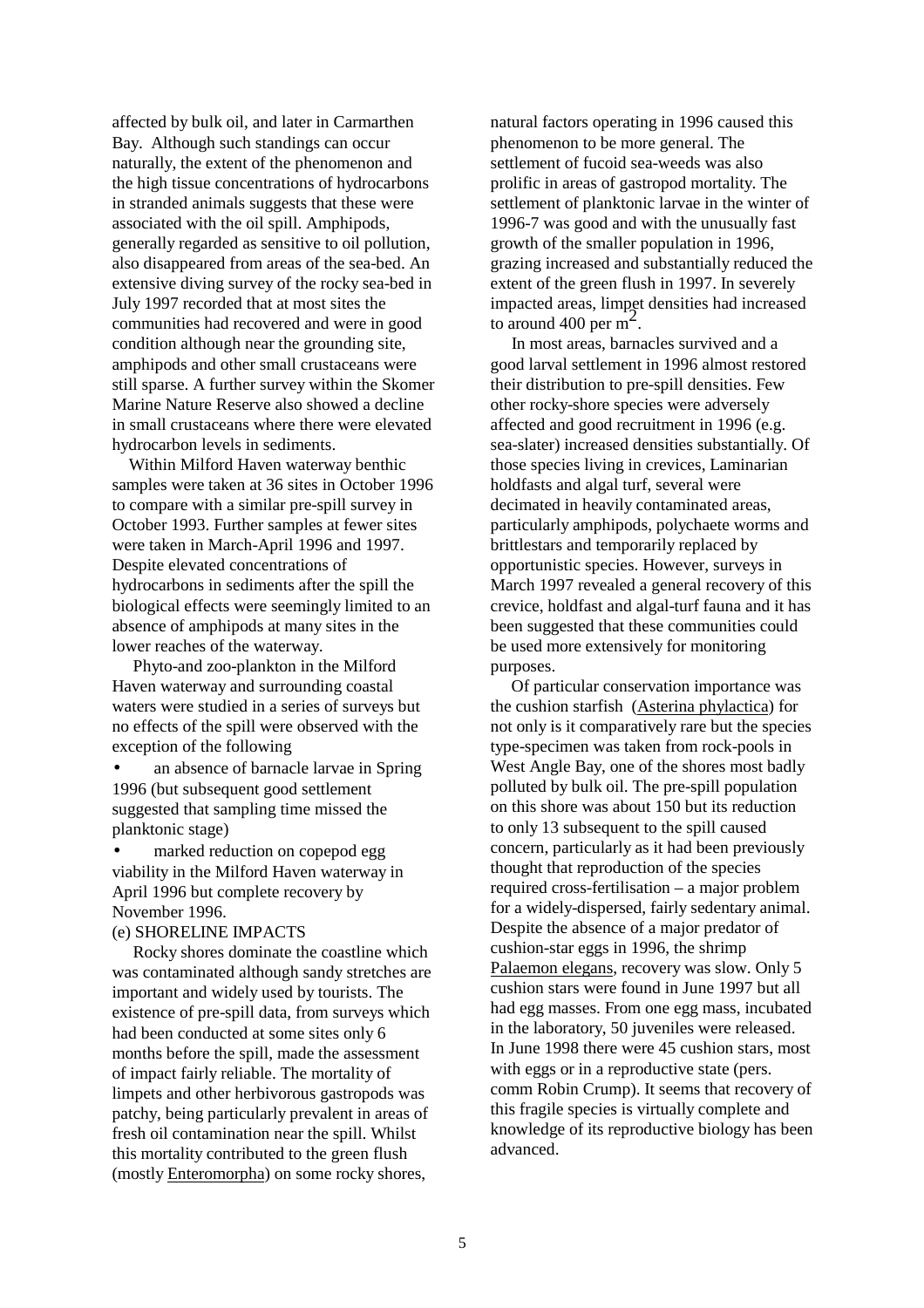affected by bulk oil, and later in Carmarthen Bay. Although such standings can occur naturally, the extent of the phenomenon and the high tissue concentrations of hydrocarbons in stranded animals suggests that these were associated with the oil spill. Amphipods, generally regarded as sensitive to oil pollution, also disappeared from areas of the sea-bed. An extensive diving survey of the rocky sea-bed in July 1997 recorded that at most sites the communities had recovered and were in good condition although near the grounding site, amphipods and other small crustaceans were still sparse. A further survey within the Skomer Marine Nature Reserve also showed a decline in small crustaceans where there were elevated hydrocarbon levels in sediments.

Within Milford Haven waterway benthic samples were taken at 36 sites in October 1996 to compare with a similar pre-spill survey in October 1993. Further samples at fewer sites were taken in March-April 1996 and 1997. Despite elevated concentrations of hydrocarbons in sediments after the spill the biological effects were seemingly limited to an absence of amphipods at many sites in the lower reaches of the waterway.

Phyto-and zoo-plankton in the Milford Haven waterway and surrounding coastal waters were studied in a series of surveys but no effects of the spill were observed with the exception of the following

- an absence of barnacle larvae in Spring 1996 (but subsequent good settlement suggested that sampling time missed the planktonic stage)
- marked reduction on copepod egg viability in the Milford Haven waterway in April 1996 but complete recovery by November 1996.

(e) SHORELINE IMPACTS

Rocky shores dominate the coastline which was contaminated although sandy stretches are important and widely used by tourists. The existence of pre-spill data, from surveys which had been conducted at some sites only 6 months before the spill, made the assessment of impact fairly reliable. The mortality of limpets and other herbivorous gastropods was patchy, being particularly prevalent in areas of fresh oil contamination near the spill. Whilst this mortality contributed to the green flush (mostly Enteromorpha) on some rocky shores, natural factors operating in 1996 caused this phenomenon to be more general. The settlement of fucoid sea-weeds was also prolific in areas of gastropod mortality. The settlement of planktonic larvae in the winter of 1996-7 was good and with the unusually fast growth of the smaller population in 1996, grazing increased and substantially reduced the extent of the green flush in 1997. In severely impacted areas, limpet densities had increased to around 400 per $m^2$.

In most areas, barnacles survived and a good larval settlement in 1996 almost restored their distribution to pre-spill densities. Few other rocky-shore species were adversely affected and good recruitment in 1996 (e.g. sea-slater) increased densities substantially. Of those species living in crevices, Laminarian holdfasts and algal turf, several were decimated in heavily contaminated areas, particularly amphipods, polychaete worms and brittlestars and temporarily replaced by opportunistic species. However, surveys in March 1997 revealed a general recovery of this crevice, holdfast and algal-turf fauna and it has been suggested that these communities could be used more extensively for monitoring purposes.

Of particular conservation importance was the cushion starfish (Asterina phylactica) for not only is it comparatively rare but the species type-specimen was taken from rock-pools in West Angle Bay, one of the shores most badly polluted by bulk oil. The pre-spill population on this shore was about 150 but its reduction to only 13 subsequent to the spill caused concern, particularly as it had been previously thought that reproduction of the species required cross-fertilisation – a major problem for a widely-dispersed, fairly sedentary animal. Despite the absence of a major predator of cushion-star eggs in 1996, the shrimp Palaemon elegans, recovery was slow. Only 5 cushion stars were found in June 1997 but all had egg masses. From one egg mass, incubated in the laboratory, 50 juveniles were released. In June 1998 there were 45 cushion stars, most with eggs or in a reproductive state (pers. comm Robin Crump). It seems that recovery of this fragile species is virtually complete and knowledge of its reproductive biology has been advanced.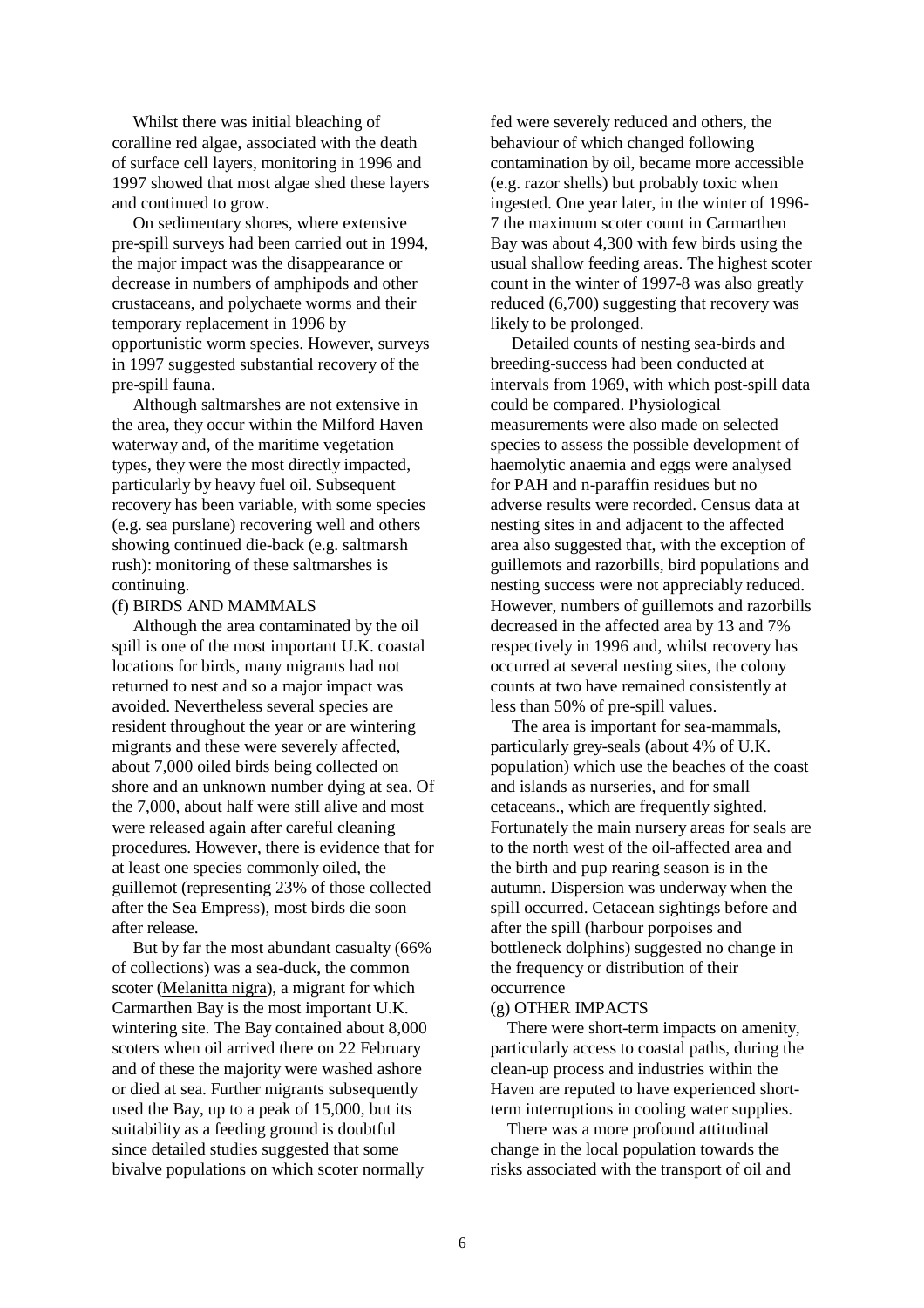Whilst there was initial bleaching of coralline red algae, associated with the death of surface cell layers, monitoring in 1996 and 1997 showed that most algae shed these layers and continued to grow.

On sedimentary shores, where extensive pre-spill surveys had been carried out in 1994, the major impact was the disappearance or decrease in numbers of amphipods and other crustaceans, and polychaete worms and their temporary replacement in 1996 by opportunistic worm species. However, surveys in 1997 suggested substantial recovery of the pre-spill fauna.

Although saltmarshes are not extensive in the area, they occur within the Milford Haven waterway and, of the maritime vegetation types, they were the most directly impacted, particularly by heavy fuel oil. Subsequent recovery has been variable, with some species (e.g. sea purslane) recovering well and others showing continued die-back (e.g. saltmarsh rush): monitoring of these saltmarshes is continuing.

(f) BIRDS AND MAMMALS

Although the area contaminated by the oil spill is one of the most important U.K. coastal locations for birds, many migrants had not returned to nest and so a major impact was avoided. Nevertheless several species are resident throughout the year or are wintering migrants and these were severely affected, about 7,000 oiled birds being collected on shore and an unknown number dying at sea. Of the 7,000, about half were still alive and most were released again after careful cleaning procedures. However, there is evidence that for at least one species commonly oiled, the guillemot (representing 23% of those collected after the Sea Empress), most birds die soon after release.

But by far the most abundant casualty (66% of collections) was a sea-duck, the common scoter (Melanitta nigra), a migrant for which Carmarthen Bay is the most important U.K. wintering site. The Bay contained about 8,000 scoters when oil arrived there on 22 February and of these the majority were washed ashore or died at sea. Further migrants subsequently used the Bay, up to a peak of 15,000, but its suitability as a feeding ground is doubtful since detailed studies suggested that some bivalve populations on which scoter normally fed were severely reduced and others, the behaviour of which changed following contamination by oil, became more accessible (e.g. razor shells) but probably toxic when ingested. One year later, in the winter of 1996-7 the maximum scoter count in Carmarthen Bay was about 4,300 with few birds using the usual shallow feeding areas. The highest scoter count in the winter of 1997-8 was also greatly reduced (6,700) suggesting that recovery was likely to be prolonged.

Detailed counts of nesting sea-birds and breeding-success had been conducted at intervals from 1969, with which post-spill data could be compared. Physiological measurements were also made on selected species to assess the possible development of haemolytic anaemia and eggs were analysed for PAH and n-paraffin residues but no adverse results were recorded. Census data at nesting sites in and adjacent to the affected area also suggested that, with the exception of guillemots and razorbills, bird populations and nesting success were not appreciably reduced. However, numbers of guillemots and razorbills decreased in the affected area by 13 and 7% respectively in 1996 and, whilst recovery has occurred at several nesting sites, the colony counts at two have remained consistently at less than 50% of pre-spill values.

The area is important for sea-mammals, particularly grey-seals (about 4% of U.K. population) which use the beaches of the coast and islands as nurseries, and for small cetaceans., which are frequently sighted. Fortunately the main nursery areas for seals are to the north west of the oil-affected area and the birth and pup rearing season is in the autumn. Dispersion was underway when the spill occurred. Cetacean sightings before and after the spill (harbour porpoises and bottleneck dolphins) suggested no change in the frequency or distribution of their occurrence

(g) OTHER IMPACTS

There were short-term impacts on amenity, particularly access to coastal paths, during the clean-up process and industries within the Haven are reputed to have experienced short-term interruptions in cooling water supplies.

There was a more profound attitudinal change in the local population towards the risks associated with the transport of oil and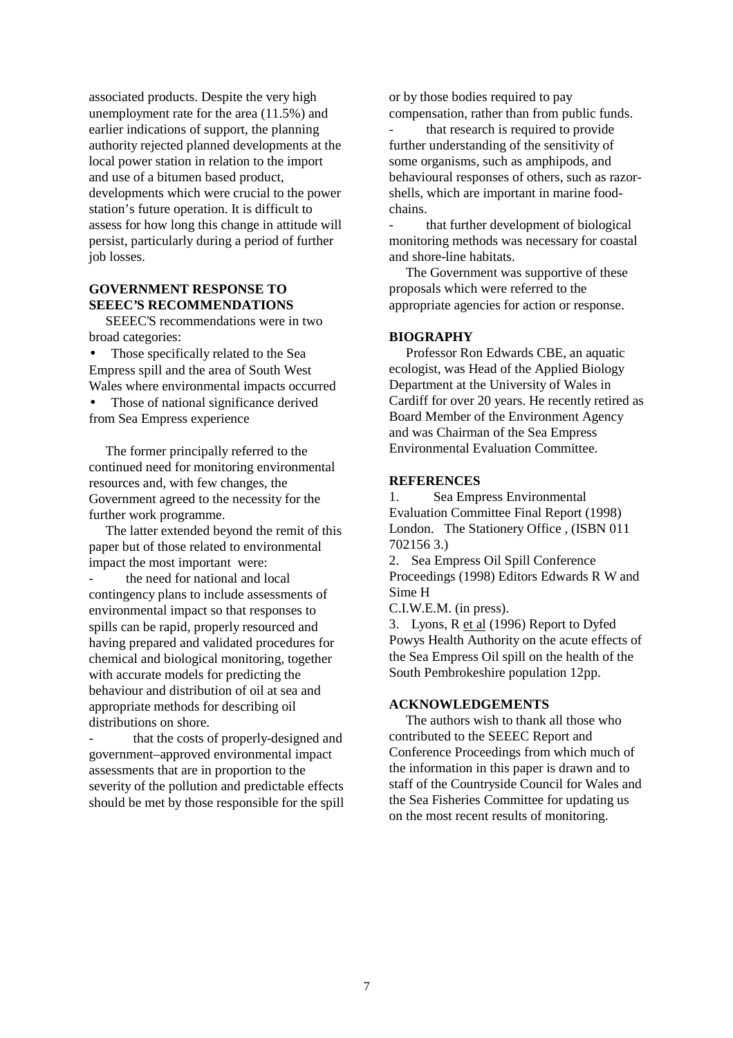associated products. Despite the very high unemployment rate for the area (11.5%) and earlier indications of support, the planning authority rejected planned developments at the local power station in relation to the import and use of a bitumen based product, developments which were crucial to the power station's future operation. It is difficult to assess for how long this change in attitude will persist, particularly during a period of further job losses.

## GOVERNMENT RESPONSE TO SEEEC'S RECOMMENDATIONS

SEEEC'S recommendations were in two broad categories:

- Those specifically related to the Sea Empress spill and the area of South West Wales where environmental impacts occurred
- Those of national significance derived from Sea Empress experience

The former principally referred to the continued need for monitoring environmental resources and, with few changes, the Government agreed to the necessity for the further work programme.

The latter extended beyond the remit of this paper but of those related to environmental impact the most important were:

- the need for national and local contingency plans to include assessments of environmental impact so that responses to spills can be rapid, properly resourced and having prepared and validated procedures for chemical and biological monitoring, together with accurate models for predicting the behaviour and distribution of oil at sea and appropriate methods for describing oil distributions on shore.
- that the costs of properly-designed and government–approved environmental impact assessments that are in proportion to the severity of the pollution and predictable effects should be met by those responsible for the spill or by those bodies required to pay compensation, rather than from public funds.
- that research is required to provide further understanding of the sensitivity of some organisms, such as amphipods, and behavioural responses of others, such as razor-shells, which are important in marine food-chains.
- that further development of biological monitoring methods was necessary for coastal and shore-line habitats.

The Government was supportive of these proposals which were referred to the appropriate agencies for action or response.

## BIOGRAPHY

Professor Ron Edwards CBE, an aquatic ecologist, was Head of the Applied Biology Department at the University of Wales in Cardiff for over 20 years. He recently retired as Board Member of the Environment Agency and was Chairman of the Sea Empress Environmental Evaluation Committee.

## REFERENCES

1. Sea Empress Environmental Evaluation Committee Final Report (1998) London. The Stationery Office , (ISBN 011 702156 3.)
2. Sea Empress Oil Spill Conference Proceedings (1998) Editors Edwards R W and Sime H C.I.W.E.M. (in press).
3. Lyons, R et al (1996) Report to Dyfed Powys Health Authority on the acute effects of the Sea Empress Oil spill on the health of the South Pembrokeshire population 12pp.

## ACKNOWLEDGEMENTS

The authors wish to thank all those who contributed to the SEEEC Report and Conference Proceedings from which much of the information in this paper is drawn and to staff of the Countryside Council for Wales and the Sea Fisheries Committee for updating us on the most recent results of monitoring.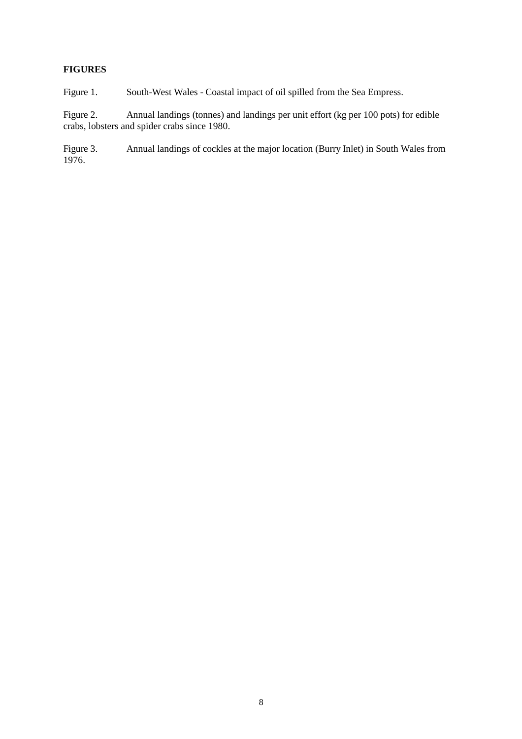**FIGURES**

Figure 1. South-West Wales - Coastal impact of oil spilled from the Sea Empress.

Figure 2. Annual landings (tonnes) and landings per unit effort (kg per 100 pots) for edible crabs, lobsters and spider crabs since 1980.

Figure 3. Annual landings of cockles at the major location (Burry Inlet) in South Wales from 1976.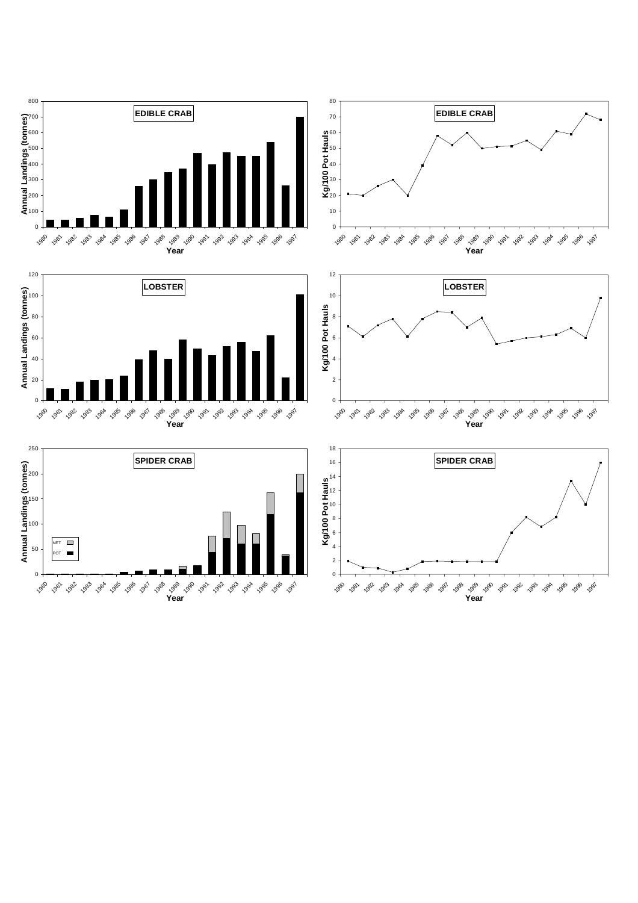**EDIBLE CRAB**

Annual Landings (tonnes) by Year, 1980–1997

**EDIBLE CRAB**

Kg/100 Pot Hauls by Year, 1980–1997

**LOBSTER**

Annual Landings (tonnes) by Year, 1980–1997

**LOBSTER**

Kg/100 Pot Hauls by Year, 1980–1997

**SPIDER CRAB**

Annual Landings (tonnes) by Year, 1980–1997

NET

POT

**SPIDER CRAB**

Kg/100 Pot Hauls by Year, 1980–1997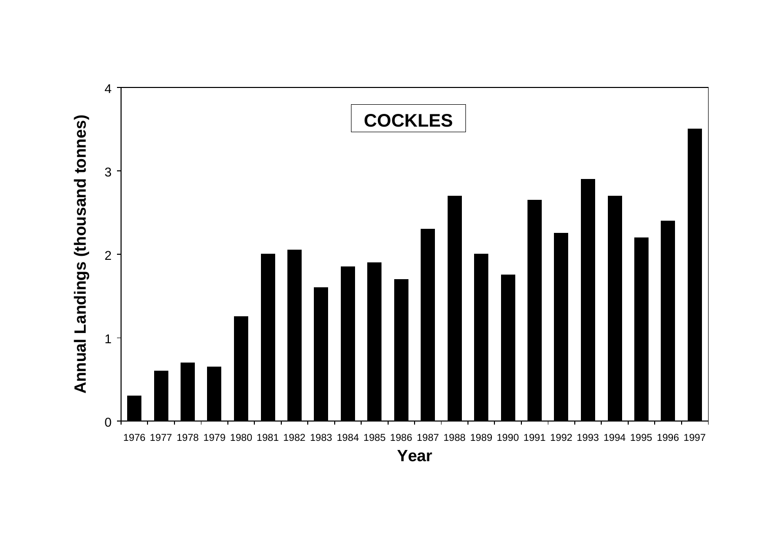COCKLES

Annual Landings (thousand tonnes)

4

3

2

1

0

1976 1977 1978 1979 1980 1981 1982 1983 1984 1985 1986 1987 1988 1989 1990 1991 1992 1993 1994 1995 1996 1997

Year